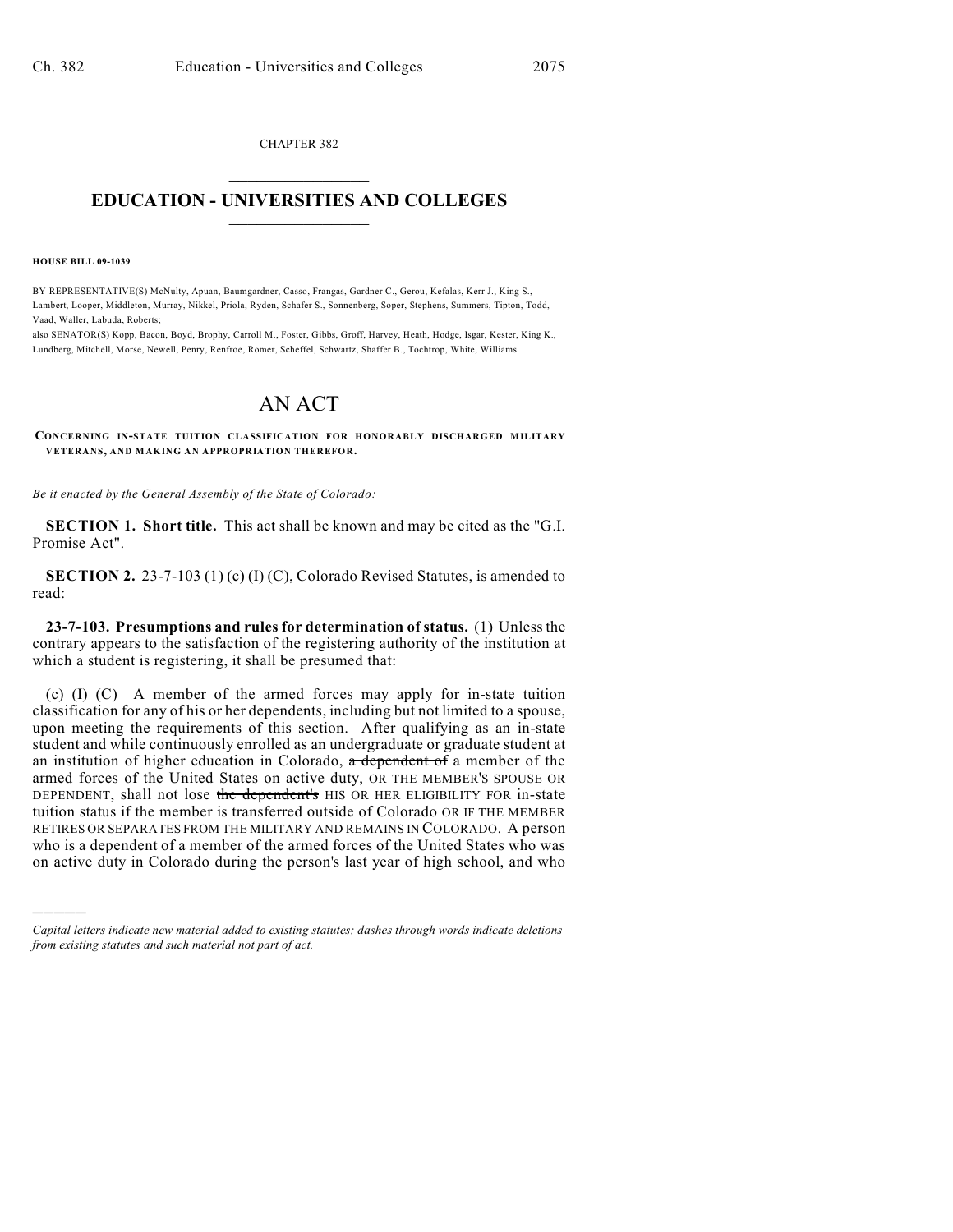CHAPTER 382

# EDUCATION - UNIVERSITIES AND COLLEGES

**HOUSE BILL 09-1039**

BY REPRESENTATIVE(S) McNulty, Apuan, Baumgardner, Casso, Frangas, Gardner C., Gerou, Kefalas, Kerr J., King S., Lambert, Looper, Middleton, Murray, Nikkel, Priola, Ryden, Schafer S., Sonnenberg, Soper, Stephens, Summers, Tipton, Todd, Vaad, Waller, Labuda, Roberts;
also SENATOR(S) Kopp, Bacon, Boyd, Brophy, Carroll M., Foster, Gibbs, Groff, Harvey, Heath, Hodge, Isgar, Kester, King K., Lundberg, Mitchell, Morse, Newell, Penry, Renfroe, Romer, Scheffel, Schwartz, Shaffer B., Tochtrop, White, Williams.

# AN ACT

**CONCERNING IN-STATE TUITION CLASSIFICATION FOR HONORABLY DISCHARGED MILITARY VETERANS, AND MAKING AN APPROPRIATION THEREFOR.**

*Be it enacted by the General Assembly of the State of Colorado:*

**SECTION 1. Short title.** This act shall be known and may be cited as the "G.I. Promise Act".

**SECTION 2.** 23-7-103 (1) (c) (I) (C), Colorado Revised Statutes, is amended to read:

**23-7-103. Presumptions and rules for determination of status.** (1) Unless the contrary appears to the satisfaction of the registering authority of the institution at which a student is registering, it shall be presumed that:

(c) (I) (C) A member of the armed forces may apply for in-state tuition classification for any of his or her dependents, including but not limited to a spouse, upon meeting the requirements of this section. After qualifying as an in-state student and while continuously enrolled as an undergraduate or graduate student at an institution of higher education in Colorado, ~~a dependent of~~ a member of the armed forces of the United States on active duty, OR THE MEMBER'S SPOUSE OR DEPENDENT, shall not lose ~~the dependent's~~ HIS OR HER ELIGIBILITY FOR in-state tuition status if the member is transferred outside of Colorado OR IF THE MEMBER RETIRES OR SEPARATES FROM THE MILITARY AND REMAINS IN COLORADO. A person who is a dependent of a member of the armed forces of the United States who was on active duty in Colorado during the person's last year of high school, and who

---

*Capital letters indicate new material added to existing statutes; dashes through words indicate deletions from existing statutes and such material not part of act.*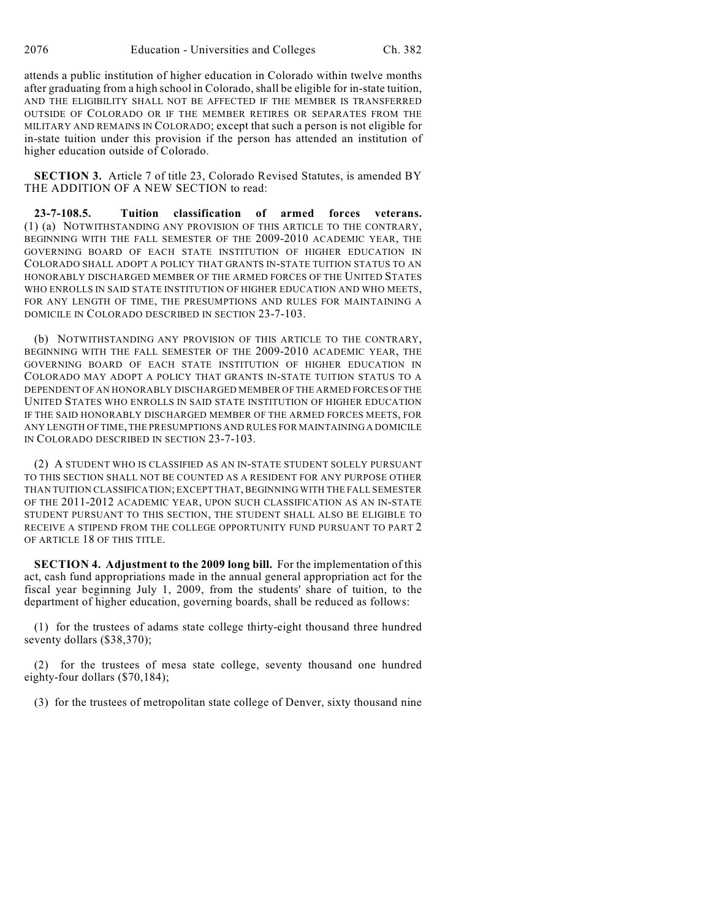attends a public institution of higher education in Colorado within twelve months after graduating from a high school in Colorado, shall be eligible for in-state tuition, AND THE ELIGIBILITY SHALL NOT BE AFFECTED IF THE MEMBER IS TRANSFERRED OUTSIDE OF COLORADO OR IF THE MEMBER RETIRES OR SEPARATES FROM THE MILITARY AND REMAINS IN COLORADO; except that such a person is not eligible for in-state tuition under this provision if the person has attended an institution of higher education outside of Colorado.

**SECTION 3.** Article 7 of title 23, Colorado Revised Statutes, is amended BY THE ADDITION OF A NEW SECTION to read:

**23-7-108.5. Tuition classification of armed forces veterans.** (1) (a) NOTWITHSTANDING ANY PROVISION OF THIS ARTICLE TO THE CONTRARY, BEGINNING WITH THE FALL SEMESTER OF THE 2009-2010 ACADEMIC YEAR, THE GOVERNING BOARD OF EACH STATE INSTITUTION OF HIGHER EDUCATION IN COLORADO SHALL ADOPT A POLICY THAT GRANTS IN-STATE TUITION STATUS TO AN HONORABLY DISCHARGED MEMBER OF THE ARMED FORCES OF THE UNITED STATES WHO ENROLLS IN SAID STATE INSTITUTION OF HIGHER EDUCATION AND WHO MEETS, FOR ANY LENGTH OF TIME, THE PRESUMPTIONS AND RULES FOR MAINTAINING A DOMICILE IN COLORADO DESCRIBED IN SECTION 23-7-103.

(b) NOTWITHSTANDING ANY PROVISION OF THIS ARTICLE TO THE CONTRARY, BEGINNING WITH THE FALL SEMESTER OF THE 2009-2010 ACADEMIC YEAR, THE GOVERNING BOARD OF EACH STATE INSTITUTION OF HIGHER EDUCATION IN COLORADO MAY ADOPT A POLICY THAT GRANTS IN-STATE TUITION STATUS TO A DEPENDENT OF AN HONORABLY DISCHARGED MEMBER OF THE ARMED FORCES OF THE UNITED STATES WHO ENROLLS IN SAID STATE INSTITUTION OF HIGHER EDUCATION IF THE SAID HONORABLY DISCHARGED MEMBER OF THE ARMED FORCES MEETS, FOR ANY LENGTH OF TIME, THE PRESUMPTIONS AND RULES FOR MAINTAINING A DOMICILE IN COLORADO DESCRIBED IN SECTION 23-7-103.

(2) A STUDENT WHO IS CLASSIFIED AS AN IN-STATE STUDENT SOLELY PURSUANT TO THIS SECTION SHALL NOT BE COUNTED AS A RESIDENT FOR ANY PURPOSE OTHER THAN TUITION CLASSIFICATION; EXCEPT THAT, BEGINNING WITH THE FALL SEMESTER OF THE 2011-2012 ACADEMIC YEAR, UPON SUCH CLASSIFICATION AS AN IN-STATE STUDENT PURSUANT TO THIS SECTION, THE STUDENT SHALL ALSO BE ELIGIBLE TO RECEIVE A STIPEND FROM THE COLLEGE OPPORTUNITY FUND PURSUANT TO PART 2 OF ARTICLE 18 OF THIS TITLE.

**SECTION 4. Adjustment to the 2009 long bill.** For the implementation of this act, cash fund appropriations made in the annual general appropriation act for the fiscal year beginning July 1, 2009, from the students' share of tuition, to the department of higher education, governing boards, shall be reduced as follows:

(1) for the trustees of adams state college thirty-eight thousand three hundred seventy dollars ($38,370);

(2) for the trustees of mesa state college, seventy thousand one hundred eighty-four dollars ($70,184);

(3) for the trustees of metropolitan state college of Denver, sixty thousand nine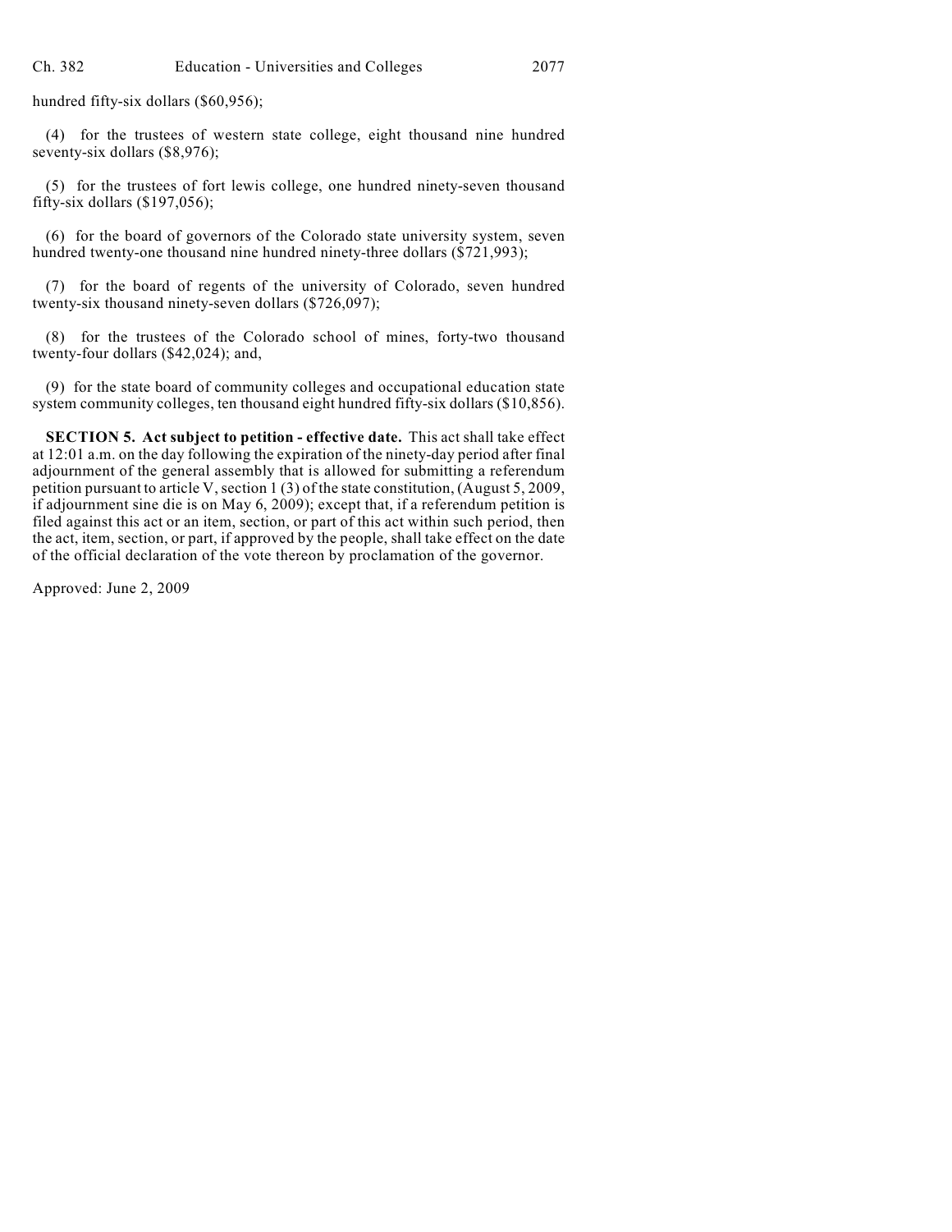hundred fifty-six dollars ($60,956);

(4) for the trustees of western state college, eight thousand nine hundred seventy-six dollars ($8,976);

(5) for the trustees of fort lewis college, one hundred ninety-seven thousand fifty-six dollars ($197,056);

(6) for the board of governors of the Colorado state university system, seven hundred twenty-one thousand nine hundred ninety-three dollars ($721,993);

(7) for the board of regents of the university of Colorado, seven hundred twenty-six thousand ninety-seven dollars ($726,097);

(8) for the trustees of the Colorado school of mines, forty-two thousand twenty-four dollars ($42,024); and,

(9) for the state board of community colleges and occupational education state system community colleges, ten thousand eight hundred fifty-six dollars ($10,856).

**SECTION 5. Act subject to petition - effective date.** This act shall take effect at 12:01 a.m. on the day following the expiration of the ninety-day period after final adjournment of the general assembly that is allowed for submitting a referendum petition pursuant to article V, section 1 (3) of the state constitution, (August 5, 2009, if adjournment sine die is on May 6, 2009); except that, if a referendum petition is filed against this act or an item, section, or part of this act within such period, then the act, item, section, or part, if approved by the people, shall take effect on the date of the official declaration of the vote thereon by proclamation of the governor.

Approved: June 2, 2009